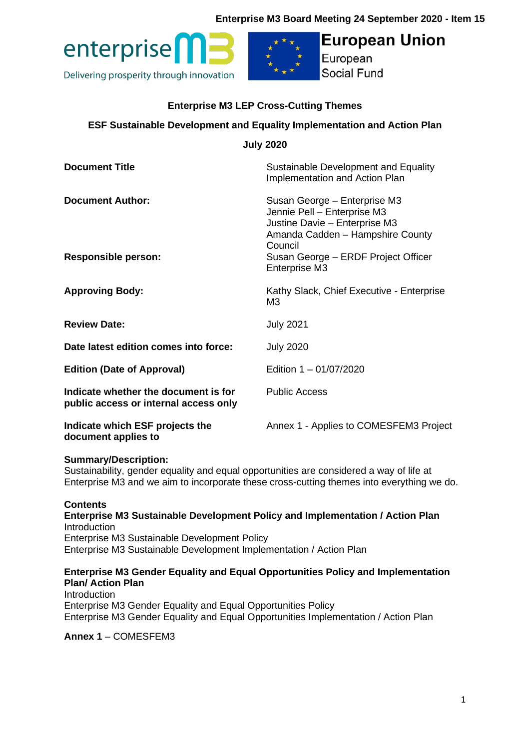Enterprise M3 Board Meeting 24 September 2020 - Item 15

enterprise M3
Delivering prosperity through innovation

**European Union**
European Social Fund

**Enterprise M3 LEP Cross-Cutting Themes**

**ESF Sustainable Development and Equality Implementation and Action Plan**

**July 2020**

| | |
|---|---|
| **Document Title** | Sustainable Development and Equality Implementation and Action Plan |
| **Document Author:** | Susan George – Enterprise M3<br>Jennie Pell – Enterprise M3<br>Justine Davie – Enterprise M3<br>Amanda Cadden – Hampshire County Council |
| **Responsible person:** | Susan George – ERDF Project Officer Enterprise M3 |
| **Approving Body:** | Kathy Slack, Chief Executive - Enterprise M3 |
| **Review Date:** | July 2021 |
| **Date latest edition comes into force:** | July 2020 |
| **Edition (Date of Approval)** | Edition 1 – 01/07/2020 |
| **Indicate whether the document is for public access or internal access only** | Public Access |
| **Indicate which ESF projects the document applies to** | Annex 1 - Applies to COMESFEM3 Project |

**Summary/Description:**
Sustainability, gender equality and equal opportunities are considered a way of life at Enterprise M3 and we aim to incorporate these cross-cutting themes into everything we do.

**Contents**
**Enterprise M3 Sustainable Development Policy and Implementation / Action Plan**
Introduction
Enterprise M3 Sustainable Development Policy
Enterprise M3 Sustainable Development Implementation / Action Plan

**Enterprise M3 Gender Equality and Equal Opportunities Policy and Implementation Plan/ Action Plan**
Introduction
Enterprise M3 Gender Equality and Equal Opportunities Policy
Enterprise M3 Gender Equality and Equal Opportunities Implementation / Action Plan

**Annex 1** – COMESFEM3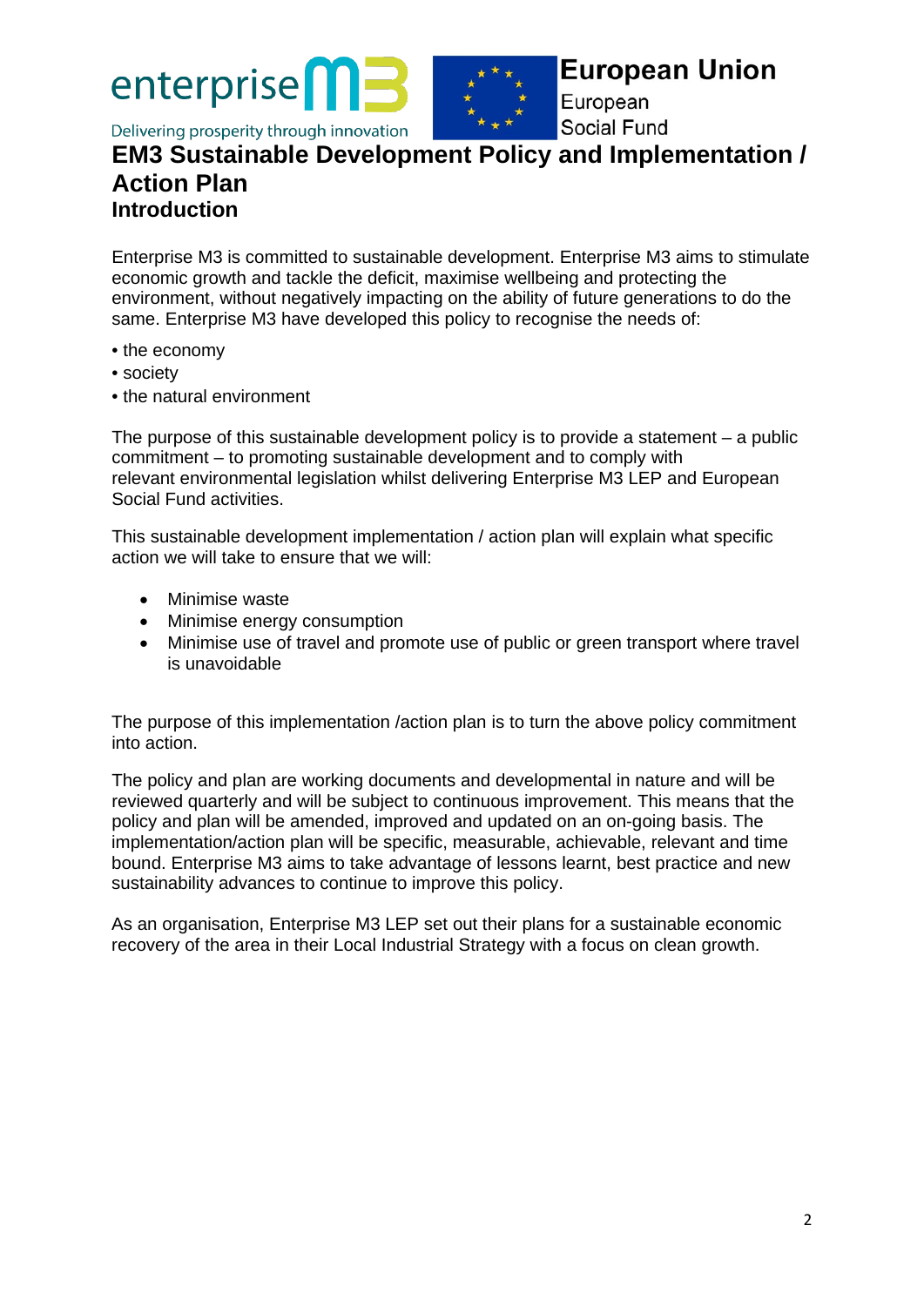# EM3 Sustainable Development Policy and Implementation / Action Plan

## Introduction

Enterprise M3 is committed to sustainable development. Enterprise M3 aims to stimulate economic growth and tackle the deficit, maximise wellbeing and protecting the environment, without negatively impacting on the ability of future generations to do the same. Enterprise M3 have developed this policy to recognise the needs of:

- the economy
- society
- the natural environment

The purpose of this sustainable development policy is to provide a statement – a public commitment – to promoting sustainable development and to comply with relevant environmental legislation whilst delivering Enterprise M3 LEP and European Social Fund activities.

This sustainable development implementation / action plan will explain what specific action we will take to ensure that we will:

- Minimise waste
- Minimise energy consumption
- Minimise use of travel and promote use of public or green transport where travel is unavoidable

The purpose of this implementation /action plan is to turn the above policy commitment into action.

The policy and plan are working documents and developmental in nature and will be reviewed quarterly and will be subject to continuous improvement. This means that the policy and plan will be amended, improved and updated on an on-going basis. The implementation/action plan will be specific, measurable, achievable, relevant and time bound. Enterprise M3 aims to take advantage of lessons learnt, best practice and new sustainability advances to continue to improve this policy.

As an organisation, Enterprise M3 LEP set out their plans for a sustainable economic recovery of the area in their Local Industrial Strategy with a focus on clean growth.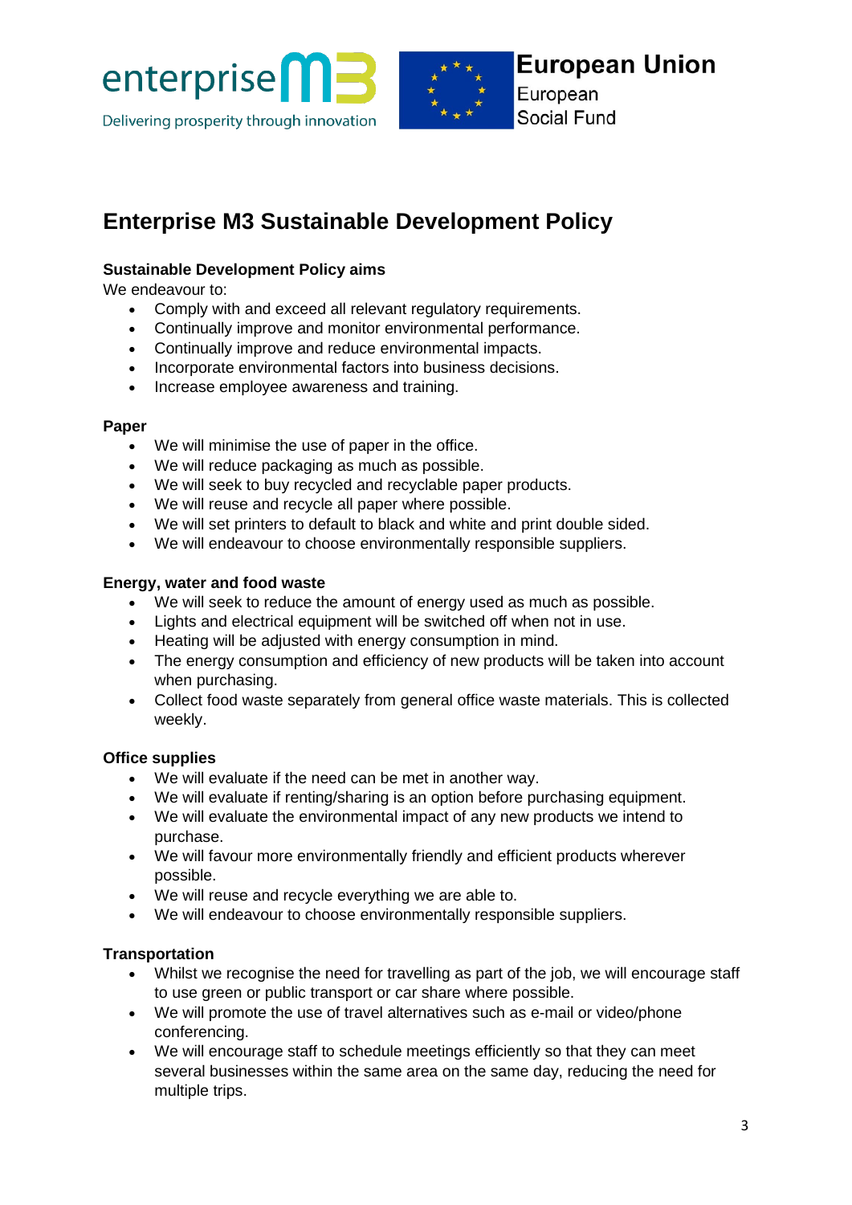# Enterprise M3 Sustainable Development Policy

**Sustainable Development Policy aims**

We endeavour to:

- Comply with and exceed all relevant regulatory requirements.
- Continually improve and monitor environmental performance.
- Continually improve and reduce environmental impacts.
- Incorporate environmental factors into business decisions.
- Increase employee awareness and training.

**Paper**

- We will minimise the use of paper in the office.
- We will reduce packaging as much as possible.
- We will seek to buy recycled and recyclable paper products.
- We will reuse and recycle all paper where possible.
- We will set printers to default to black and white and print double sided.
- We will endeavour to choose environmentally responsible suppliers.

**Energy, water and food waste**

- We will seek to reduce the amount of energy used as much as possible.
- Lights and electrical equipment will be switched off when not in use.
- Heating will be adjusted with energy consumption in mind.
- The energy consumption and efficiency of new products will be taken into account when purchasing.
- Collect food waste separately from general office waste materials. This is collected weekly.

**Office supplies**

- We will evaluate if the need can be met in another way.
- We will evaluate if renting/sharing is an option before purchasing equipment.
- We will evaluate the environmental impact of any new products we intend to purchase.
- We will favour more environmentally friendly and efficient products wherever possible.
- We will reuse and recycle everything we are able to.
- We will endeavour to choose environmentally responsible suppliers.

**Transportation**

- Whilst we recognise the need for travelling as part of the job, we will encourage staff to use green or public transport or car share where possible.
- We will promote the use of travel alternatives such as e-mail or video/phone conferencing.
- We will encourage staff to schedule meetings efficiently so that they can meet several businesses within the same area on the same day, reducing the need for multiple trips.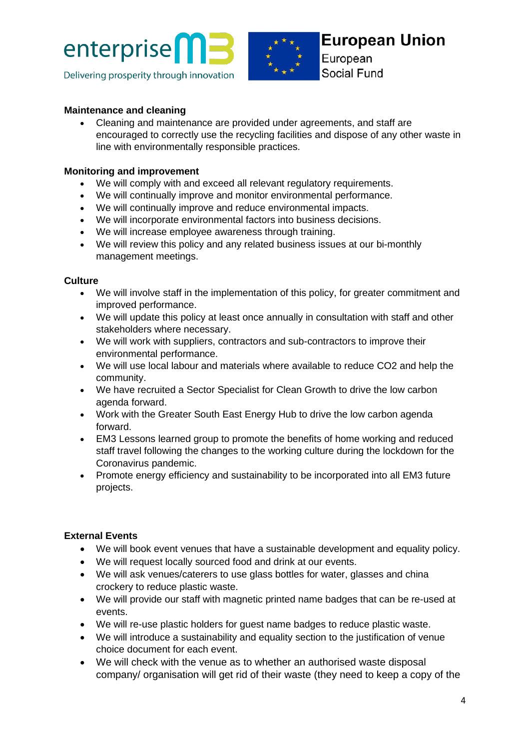**Maintenance and cleaning**

- Cleaning and maintenance are provided under agreements, and staff are encouraged to correctly use the recycling facilities and dispose of any other waste in line with environmentally responsible practices.

**Monitoring and improvement**

- We will comply with and exceed all relevant regulatory requirements.
- We will continually improve and monitor environmental performance.
- We will continually improve and reduce environmental impacts.
- We will incorporate environmental factors into business decisions.
- We will increase employee awareness through training.
- We will review this policy and any related business issues at our bi-monthly management meetings.

**Culture**

- We will involve staff in the implementation of this policy, for greater commitment and improved performance.
- We will update this policy at least once annually in consultation with staff and other stakeholders where necessary.
- We will work with suppliers, contractors and sub-contractors to improve their environmental performance.
- We will use local labour and materials where available to reduce CO2 and help the community.
- We have recruited a Sector Specialist for Clean Growth to drive the low carbon agenda forward.
- Work with the Greater South East Energy Hub to drive the low carbon agenda forward.
- EM3 Lessons learned group to promote the benefits of home working and reduced staff travel following the changes to the working culture during the lockdown for the Coronavirus pandemic.
- Promote energy efficiency and sustainability to be incorporated into all EM3 future projects.

**External Events**

- We will book event venues that have a sustainable development and equality policy.
- We will request locally sourced food and drink at our events.
- We will ask venues/caterers to use glass bottles for water, glasses and china crockery to reduce plastic waste.
- We will provide our staff with magnetic printed name badges that can be re-used at events.
- We will re-use plastic holders for guest name badges to reduce plastic waste.
- We will introduce a sustainability and equality section to the justification of venue choice document for each event.
- We will check with the venue as to whether an authorised waste disposal company/ organisation will get rid of their waste (they need to keep a copy of the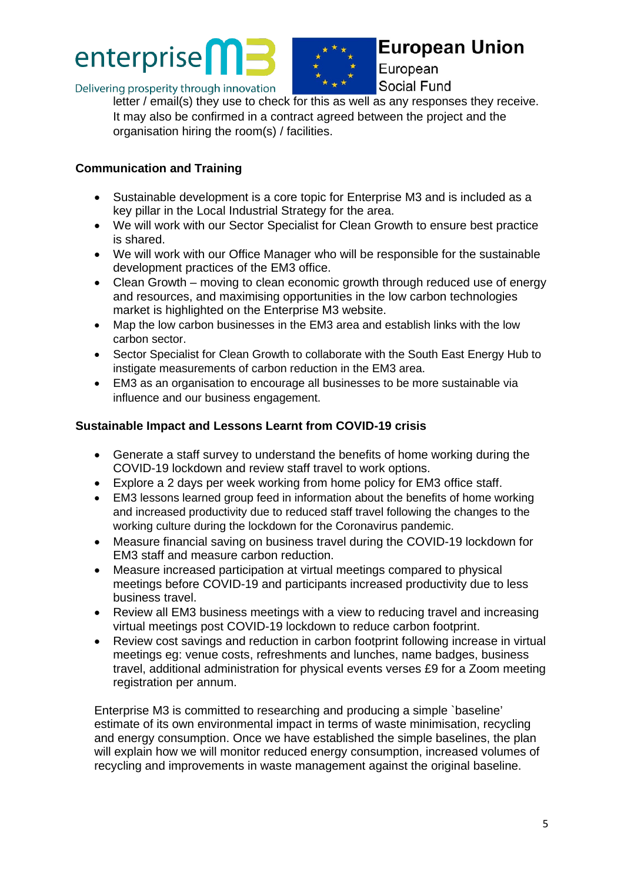letter / email(s) they use to check for this as well as any responses they receive. It may also be confirmed in a contract agreed between the project and the organisation hiring the room(s) / facilities.

**Communication and Training**

- Sustainable development is a core topic for Enterprise M3 and is included as a key pillar in the Local Industrial Strategy for the area.
- We will work with our Sector Specialist for Clean Growth to ensure best practice is shared.
- We will work with our Office Manager who will be responsible for the sustainable development practices of the EM3 office.
- Clean Growth – moving to clean economic growth through reduced use of energy and resources, and maximising opportunities in the low carbon technologies market is highlighted on the Enterprise M3 website.
- Map the low carbon businesses in the EM3 area and establish links with the low carbon sector.
- Sector Specialist for Clean Growth to collaborate with the South East Energy Hub to instigate measurements of carbon reduction in the EM3 area.
- EM3 as an organisation to encourage all businesses to be more sustainable via influence and our business engagement.

**Sustainable Impact and Lessons Learnt from COVID-19 crisis**

- Generate a staff survey to understand the benefits of home working during the COVID-19 lockdown and review staff travel to work options.
- Explore a 2 days per week working from home policy for EM3 office staff.
- EM3 lessons learned group feed in information about the benefits of home working and increased productivity due to reduced staff travel following the changes to the working culture during the lockdown for the Coronavirus pandemic.
- Measure financial saving on business travel during the COVID-19 lockdown for EM3 staff and measure carbon reduction.
- Measure increased participation at virtual meetings compared to physical meetings before COVID-19 and participants increased productivity due to less business travel.
- Review all EM3 business meetings with a view to reducing travel and increasing virtual meetings post COVID-19 lockdown to reduce carbon footprint.
- Review cost savings and reduction in carbon footprint following increase in virtual meetings eg: venue costs, refreshments and lunches, name badges, business travel, additional administration for physical events verses £9 for a Zoom meeting registration per annum.

Enterprise M3 is committed to researching and producing a simple `baseline' estimate of its own environmental impact in terms of waste minimisation, recycling and energy consumption. Once we have established the simple baselines, the plan will explain how we will monitor reduced energy consumption, increased volumes of recycling and improvements in waste management against the original baseline.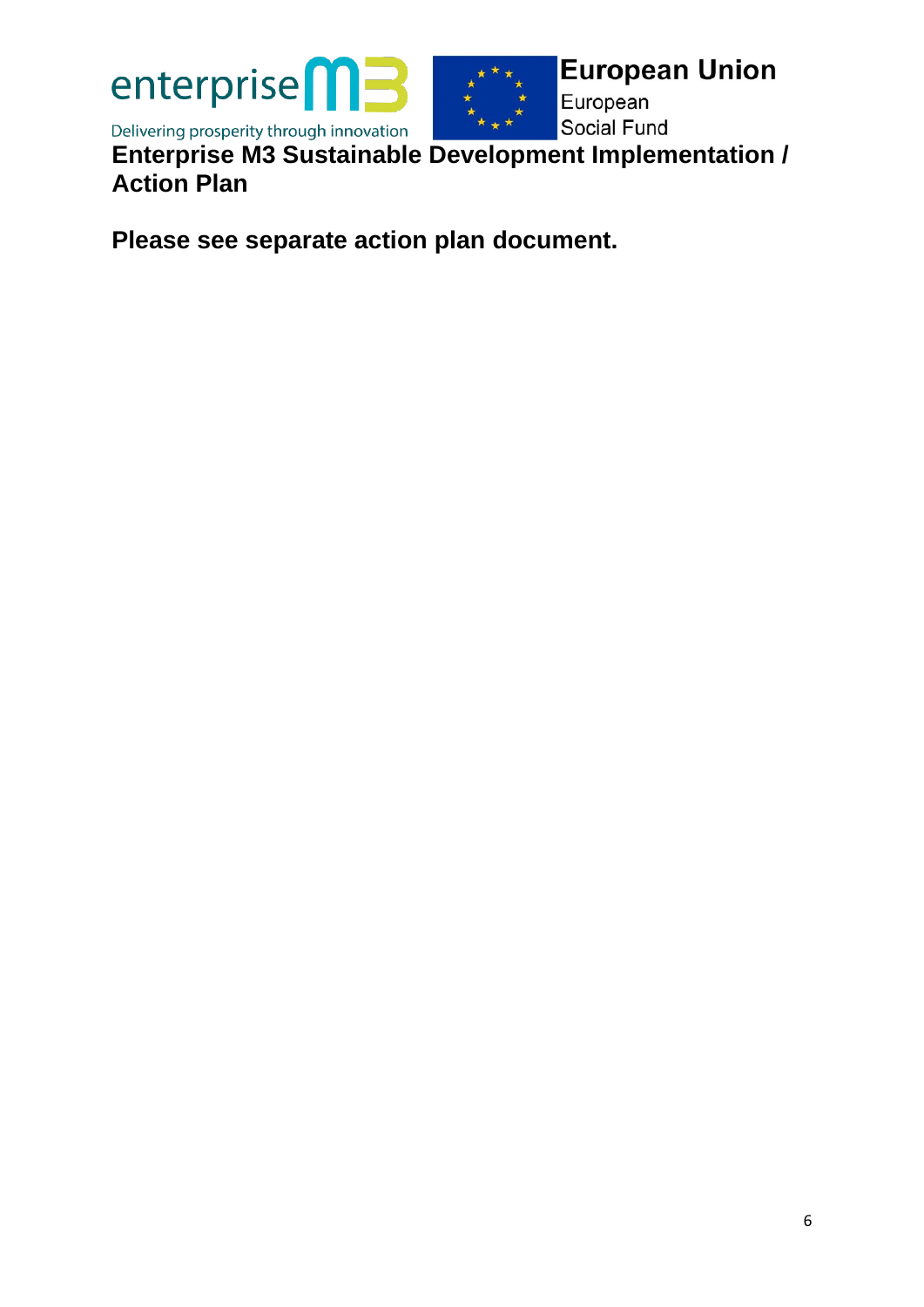## Enterprise M3 Sustainable Development Implementation / Action Plan

**Please see separate action plan document.**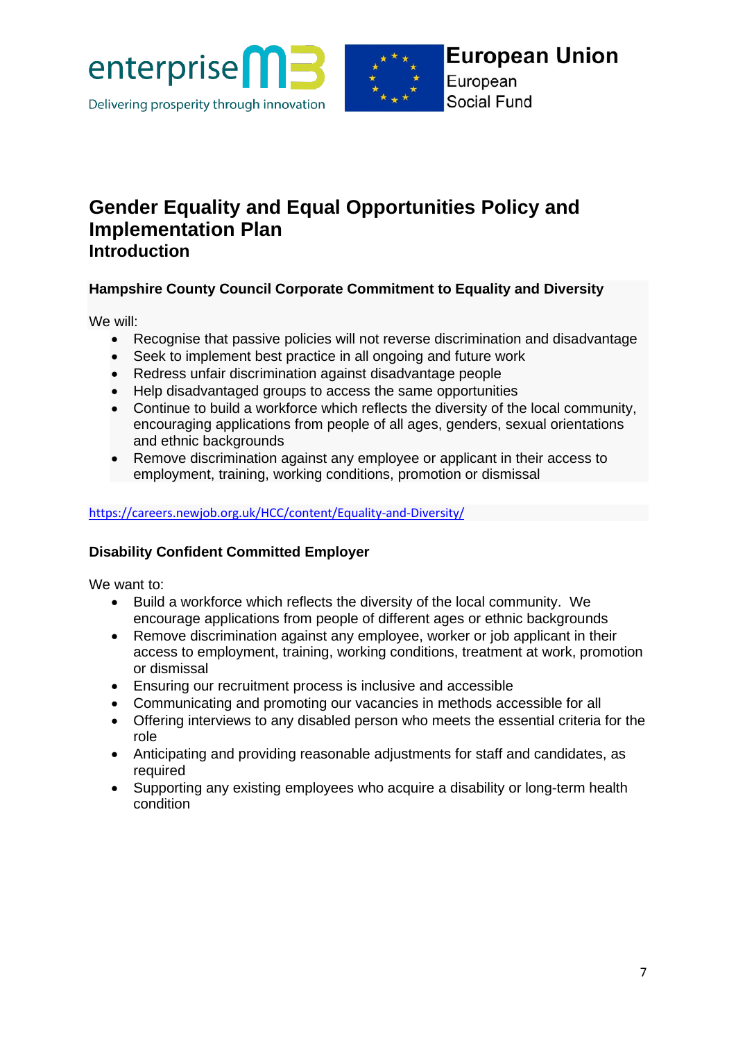# Gender Equality and Equal Opportunities Policy and Implementation Plan

## Introduction

**Hampshire County Council Corporate Commitment to Equality and Diversity**

We will:

- Recognise that passive policies will not reverse discrimination and disadvantage
- Seek to implement best practice in all ongoing and future work
- Redress unfair discrimination against disadvantage people
- Help disadvantaged groups to access the same opportunities
- Continue to build a workforce which reflects the diversity of the local community, encouraging applications from people of all ages, genders, sexual orientations and ethnic backgrounds
- Remove discrimination against any employee or applicant in their access to employment, training, working conditions, promotion or dismissal

https://careers.newjob.org.uk/HCC/content/Equality-and-Diversity/

**Disability Confident Committed Employer**

We want to:

- Build a workforce which reflects the diversity of the local community. We encourage applications from people of different ages or ethnic backgrounds
- Remove discrimination against any employee, worker or job applicant in their access to employment, training, working conditions, treatment at work, promotion or dismissal
- Ensuring our recruitment process is inclusive and accessible
- Communicating and promoting our vacancies in methods accessible for all
- Offering interviews to any disabled person who meets the essential criteria for the role
- Anticipating and providing reasonable adjustments for staff and candidates, as required
- Supporting any existing employees who acquire a disability or long-term health condition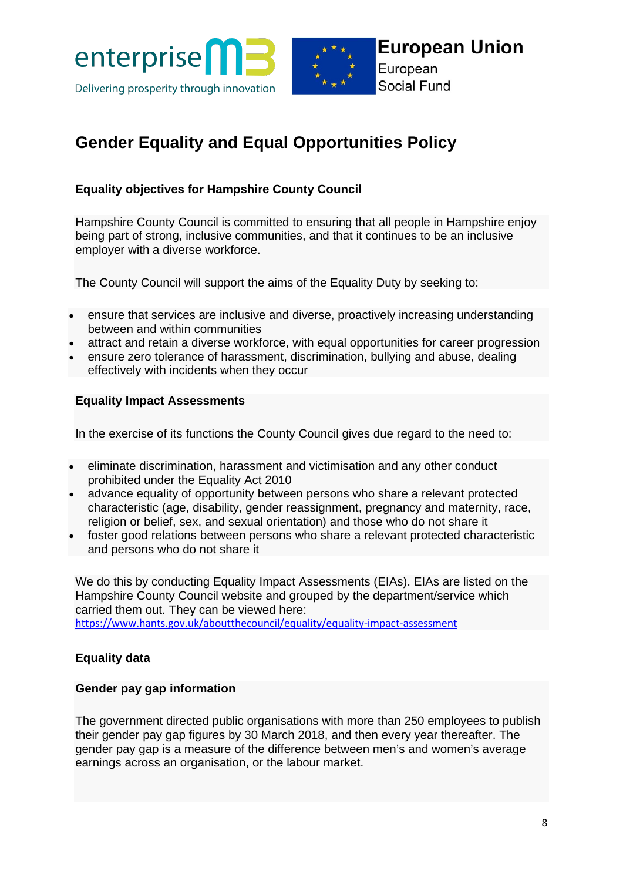enterprise M3
Delivering prosperity through innovation

European Union
European
Social Fund

# Gender Equality and Equal Opportunities Policy

### Equality objectives for Hampshire County Council

Hampshire County Council is committed to ensuring that all people in Hampshire enjoy being part of strong, inclusive communities, and that it continues to be an inclusive employer with a diverse workforce.

The County Council will support the aims of the Equality Duty by seeking to:

- ensure that services are inclusive and diverse, proactively increasing understanding between and within communities
- attract and retain a diverse workforce, with equal opportunities for career progression
- ensure zero tolerance of harassment, discrimination, bullying and abuse, dealing effectively with incidents when they occur

### Equality Impact Assessments

In the exercise of its functions the County Council gives due regard to the need to:

- eliminate discrimination, harassment and victimisation and any other conduct prohibited under the Equality Act 2010
- advance equality of opportunity between persons who share a relevant protected characteristic (age, disability, gender reassignment, pregnancy and maternity, race, religion or belief, sex, and sexual orientation) and those who do not share it
- foster good relations between persons who share a relevant protected characteristic and persons who do not share it

We do this by conducting Equality Impact Assessments (EIAs). EIAs are listed on the Hampshire County Council website and grouped by the department/service which carried them out. They can be viewed here:
https://www.hants.gov.uk/aboutthecouncil/equality/equality-impact-assessment

### Equality data

### Gender pay gap information

The government directed public organisations with more than 250 employees to publish their gender pay gap figures by 30 March 2018, and then every year thereafter. The gender pay gap is a measure of the difference between men's and women's average earnings across an organisation, or the labour market.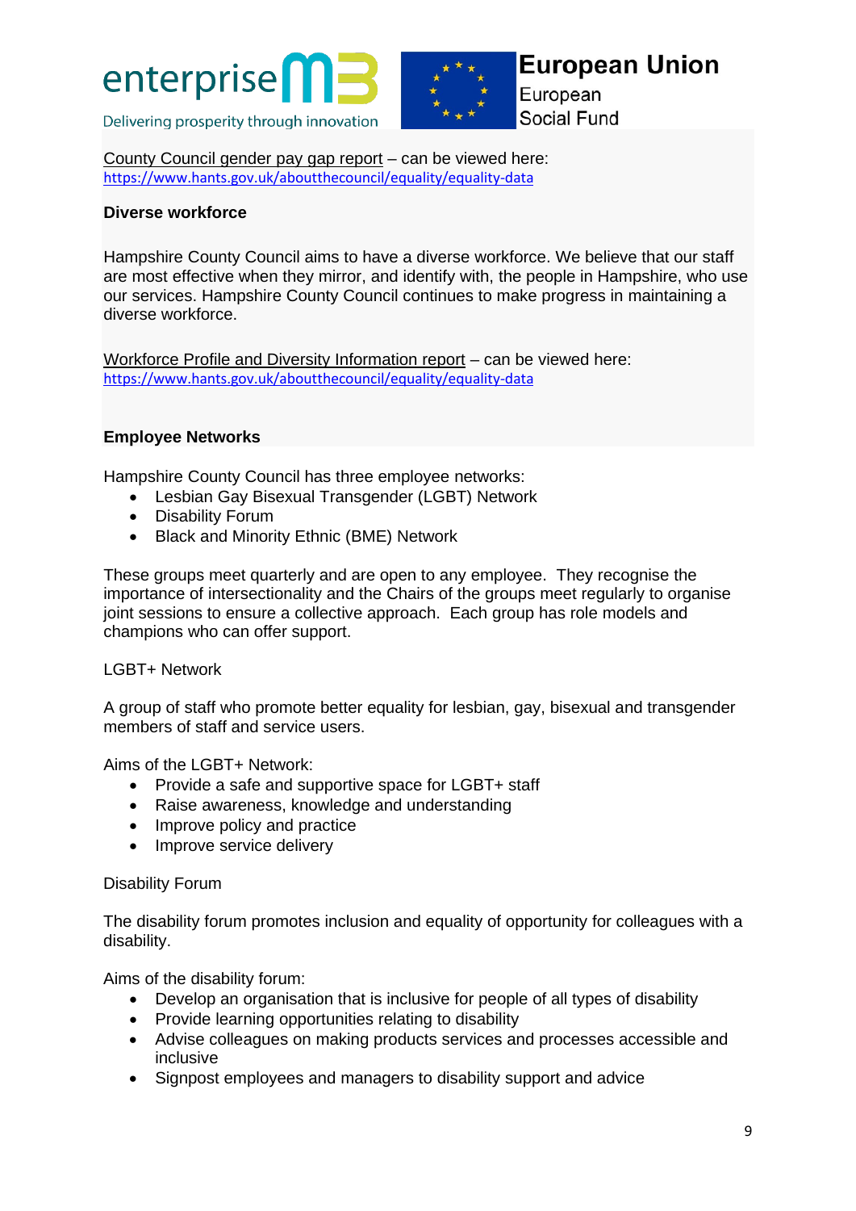County Council gender pay gap report – can be viewed here:
https://www.hants.gov.uk/aboutthecouncil/equality/equality-data

**Diverse workforce**

Hampshire County Council aims to have a diverse workforce. We believe that our staff are most effective when they mirror, and identify with, the people in Hampshire, who use our services. Hampshire County Council continues to make progress in maintaining a diverse workforce.

Workforce Profile and Diversity Information report – can be viewed here:
https://www.hants.gov.uk/aboutthecouncil/equality/equality-data

**Employee Networks**

Hampshire County Council has three employee networks:

- Lesbian Gay Bisexual Transgender (LGBT) Network
- Disability Forum
- Black and Minority Ethnic (BME) Network

These groups meet quarterly and are open to any employee. They recognise the importance of intersectionality and the Chairs of the groups meet regularly to organise joint sessions to ensure a collective approach. Each group has role models and champions who can offer support.

LGBT+ Network

A group of staff who promote better equality for lesbian, gay, bisexual and transgender members of staff and service users.

Aims of the LGBT+ Network:

- Provide a safe and supportive space for LGBT+ staff
- Raise awareness, knowledge and understanding
- Improve policy and practice
- Improve service delivery

Disability Forum

The disability forum promotes inclusion and equality of opportunity for colleagues with a disability.

Aims of the disability forum:

- Develop an organisation that is inclusive for people of all types of disability
- Provide learning opportunities relating to disability
- Advise colleagues on making products services and processes accessible and inclusive
- Signpost employees and managers to disability support and advice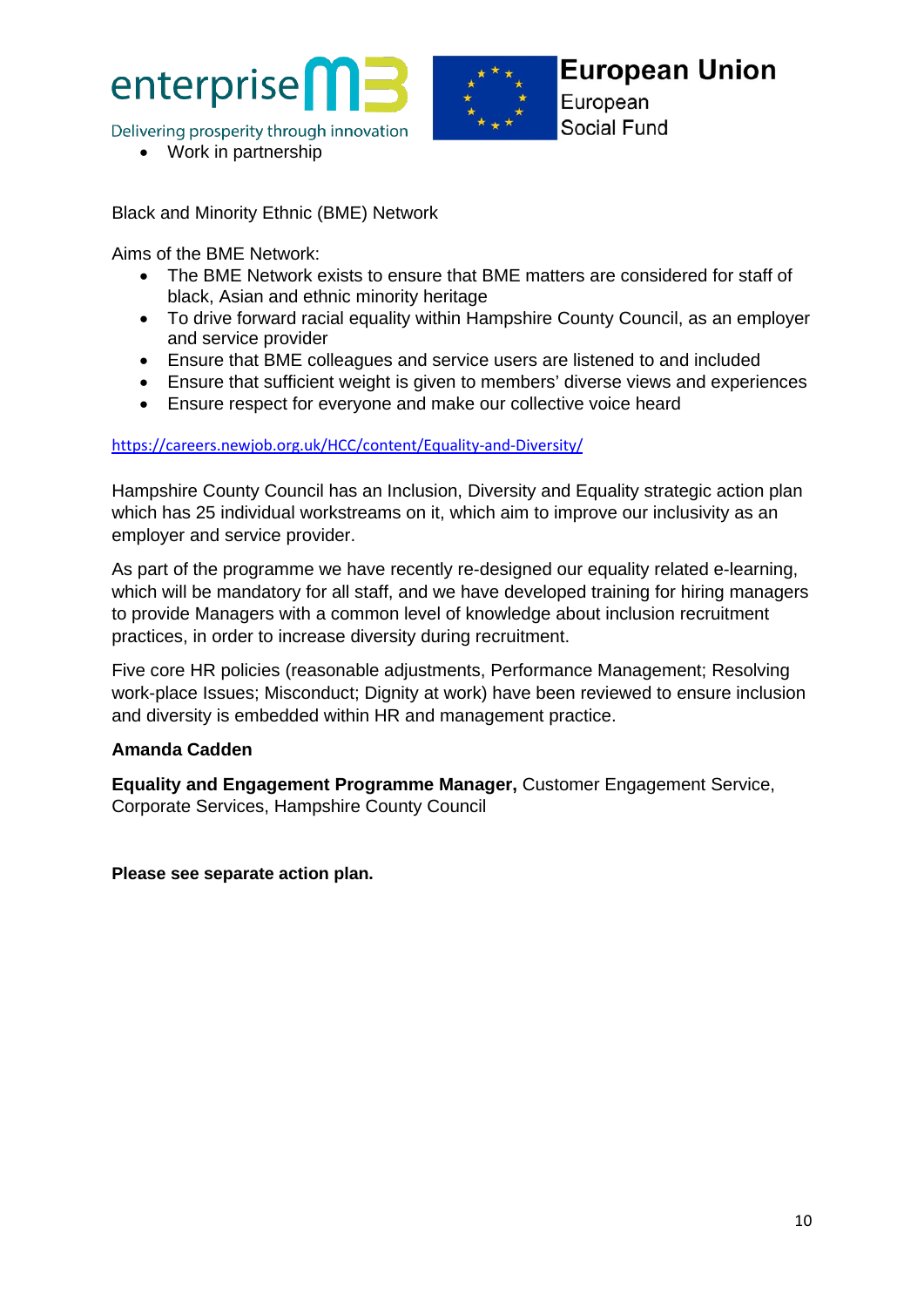- Work in partnership

Black and Minority Ethnic (BME) Network

Aims of the BME Network:

- The BME Network exists to ensure that BME matters are considered for staff of black, Asian and ethnic minority heritage
- To drive forward racial equality within Hampshire County Council, as an employer and service provider
- Ensure that BME colleagues and service users are listened to and included
- Ensure that sufficient weight is given to members' diverse views and experiences
- Ensure respect for everyone and make our collective voice heard

https://careers.newjob.org.uk/HCC/content/Equality-and-Diversity/

Hampshire County Council has an Inclusion, Diversity and Equality strategic action plan which has 25 individual workstreams on it, which aim to improve our inclusivity as an employer and service provider.

As part of the programme we have recently re-designed our equality related e-learning, which will be mandatory for all staff, and we have developed training for hiring managers to provide Managers with a common level of knowledge about inclusion recruitment practices, in order to increase diversity during recruitment.

Five core HR policies (reasonable adjustments, Performance Management; Resolving work-place Issues; Misconduct; Dignity at work) have been reviewed to ensure inclusion and diversity is embedded within HR and management practice.

**Amanda Cadden**

**Equality and Engagement Programme Manager,** Customer Engagement Service, Corporate Services, Hampshire County Council

**Please see separate action plan.**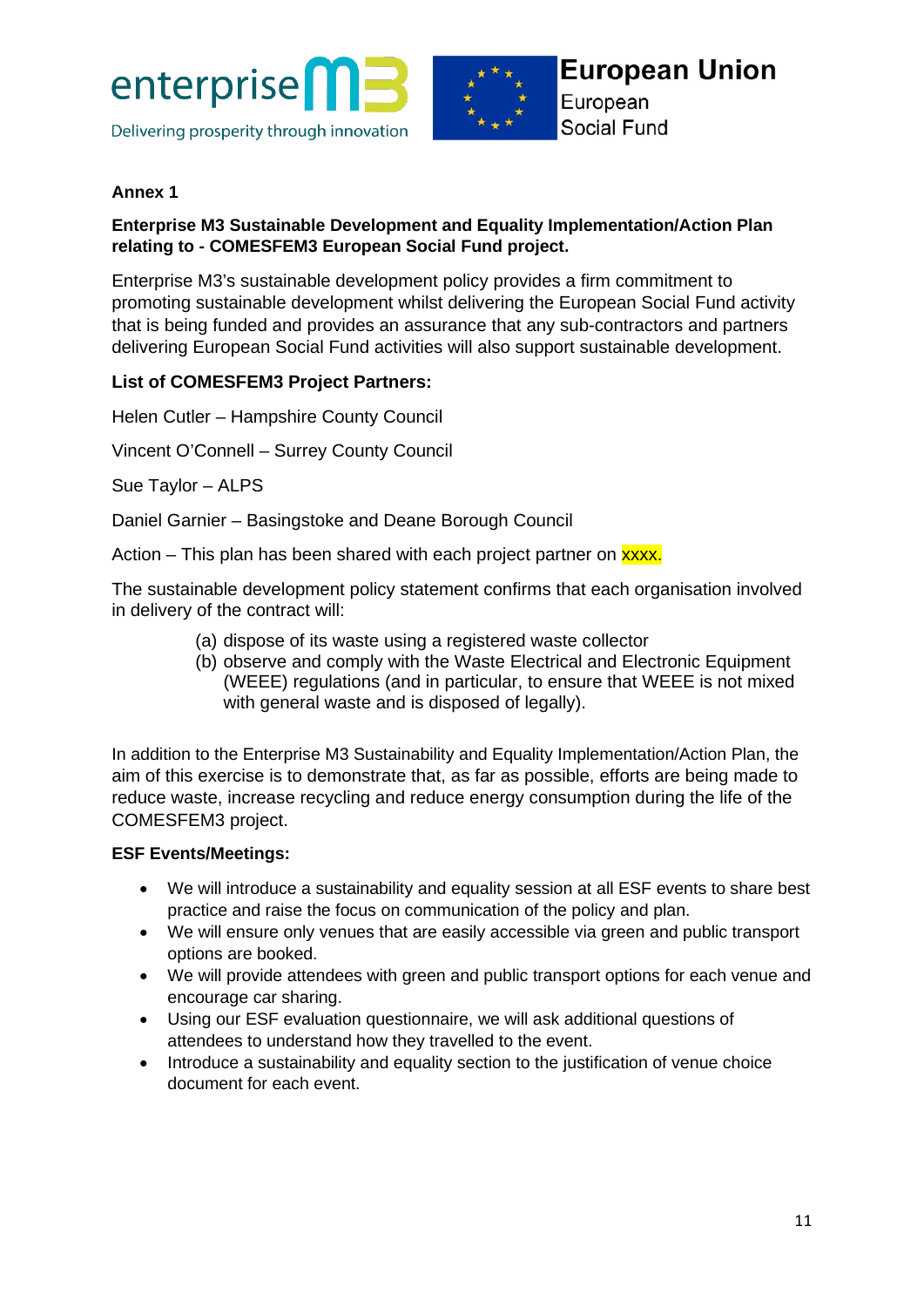**Annex 1**

**Enterprise M3 Sustainable Development and Equality Implementation/Action Plan relating to - COMESFEM3 European Social Fund project.**

Enterprise M3's sustainable development policy provides a firm commitment to promoting sustainable development whilst delivering the European Social Fund activity that is being funded and provides an assurance that any sub-contractors and partners delivering European Social Fund activities will also support sustainable development.

**List of COMESFEM3 Project Partners:**

Helen Cutler – Hampshire County Council

Vincent O'Connell – Surrey County Council

Sue Taylor – ALPS

Daniel Garnier – Basingstoke and Deane Borough Council

Action – This plan has been shared with each project partner on xxxx.

The sustainable development policy statement confirms that each organisation involved in delivery of the contract will:

(a) dispose of its waste using a registered waste collector
(b) observe and comply with the Waste Electrical and Electronic Equipment (WEEE) regulations (and in particular, to ensure that WEEE is not mixed with general waste and is disposed of legally).

In addition to the Enterprise M3 Sustainability and Equality Implementation/Action Plan, the aim of this exercise is to demonstrate that, as far as possible, efforts are being made to reduce waste, increase recycling and reduce energy consumption during the life of the COMESFEM3 project.

**ESF Events/Meetings:**

- We will introduce a sustainability and equality session at all ESF events to share best practice and raise the focus on communication of the policy and plan.
- We will ensure only venues that are easily accessible via green and public transport options are booked.
- We will provide attendees with green and public transport options for each venue and encourage car sharing.
- Using our ESF evaluation questionnaire, we will ask additional questions of attendees to understand how they travelled to the event.
- Introduce a sustainability and equality section to the justification of venue choice document for each event.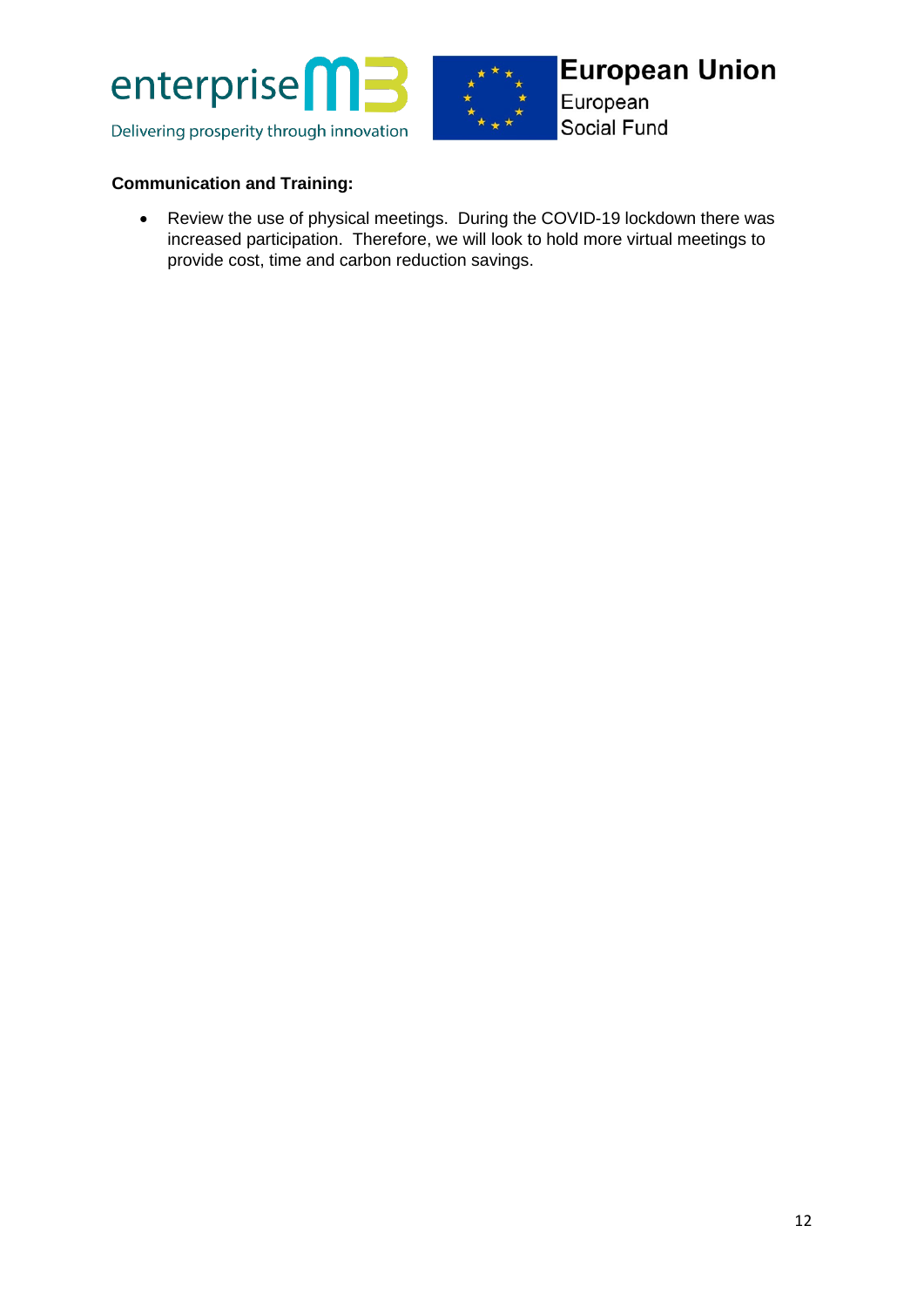**Communication and Training:**

- Review the use of physical meetings. During the COVID-19 lockdown there was increased participation. Therefore, we will look to hold more virtual meetings to provide cost, time and carbon reduction savings.